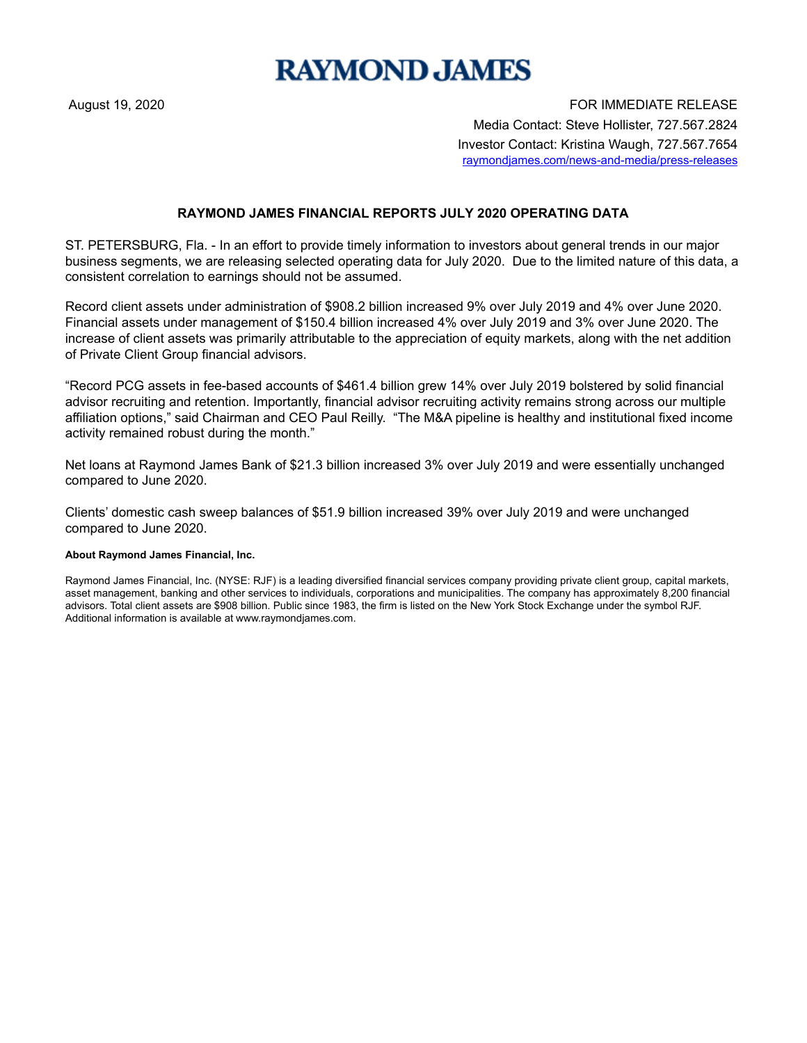# RAYMOND JAMES

August 19, 2020

FOR IMMEDIATE RELEASE

Media Contact: Steve Hollister, 727.567.2824

Investor Contact: Kristina Waugh, 727.567.7654

raymondjames.com/news-and-media/press-releases

## RAYMOND JAMES FINANCIAL REPORTS JULY 2020 OPERATING DATA

ST. PETERSBURG, Fla. - In an effort to provide timely information to investors about general trends in our major business segments, we are releasing selected operating data for July 2020. Due to the limited nature of this data, a consistent correlation to earnings should not be assumed.

Record client assets under administration of $908.2 billion increased 9% over July 2019 and 4% over June 2020. Financial assets under management of $150.4 billion increased 4% over July 2019 and 3% over June 2020. The increase of client assets was primarily attributable to the appreciation of equity markets, along with the net addition of Private Client Group financial advisors.

"Record PCG assets in fee-based accounts of $461.4 billion grew 14% over July 2019 bolstered by solid financial advisor recruiting and retention. Importantly, financial advisor recruiting activity remains strong across our multiple affiliation options," said Chairman and CEO Paul Reilly. "The M&A pipeline is healthy and institutional fixed income activity remained robust during the month."

Net loans at Raymond James Bank of $21.3 billion increased 3% over July 2019 and were essentially unchanged compared to June 2020.

Clients' domestic cash sweep balances of $51.9 billion increased 39% over July 2019 and were unchanged compared to June 2020.

**About Raymond James Financial, Inc.**

Raymond James Financial, Inc. (NYSE: RJF) is a leading diversified financial services company providing private client group, capital markets, asset management, banking and other services to individuals, corporations and municipalities. The company has approximately 8,200 financial advisors. Total client assets are $908 billion. Public since 1983, the firm is listed on the New York Stock Exchange under the symbol RJF. Additional information is available at www.raymondjames.com.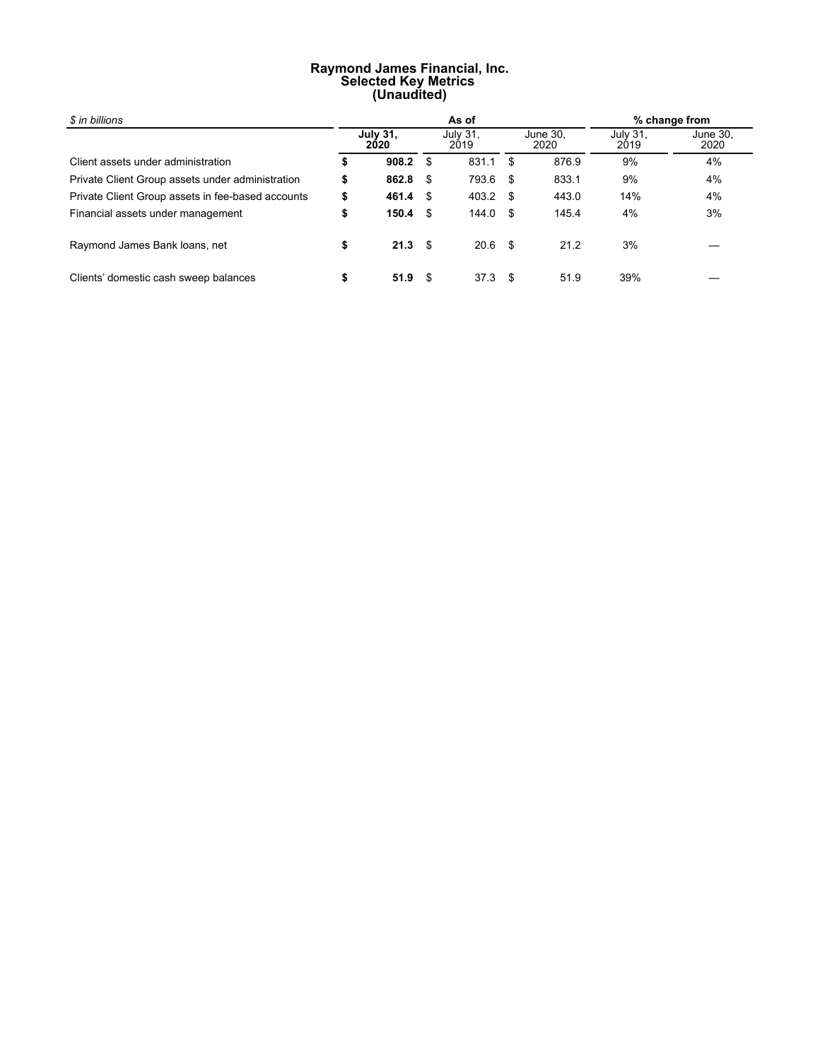# Raymond James Financial, Inc.
## Selected Key Metrics
## (Unaudited)

| *$ in billions* | As of | | | % change from | |
|---|---|---|---|---|---|
| | **July 31, 2020** | July 31, 2019 | June 30, 2020 | July 31, 2019 | June 30, 2020 |
| Client assets under administration | **$ 908.2** | $ 831.1 | $ 876.9 | 9% | 4% |
| Private Client Group assets under administration | **$ 862.8** | $ 793.6 | $ 833.1 | 9% | 4% |
| Private Client Group assets in fee-based accounts | **$ 461.4** | $ 403.2 | $ 443.0 | 14% | 4% |
| Financial assets under management | **$ 150.4** | $ 144.0 | $ 145.4 | 4% | 3% |
| Raymond James Bank loans, net | **$ 21.3** | $ 20.6 | $ 21.2 | 3% | — |
| Clients' domestic cash sweep balances | **$ 51.9** | $ 37.3 | $ 51.9 | 39% | — |